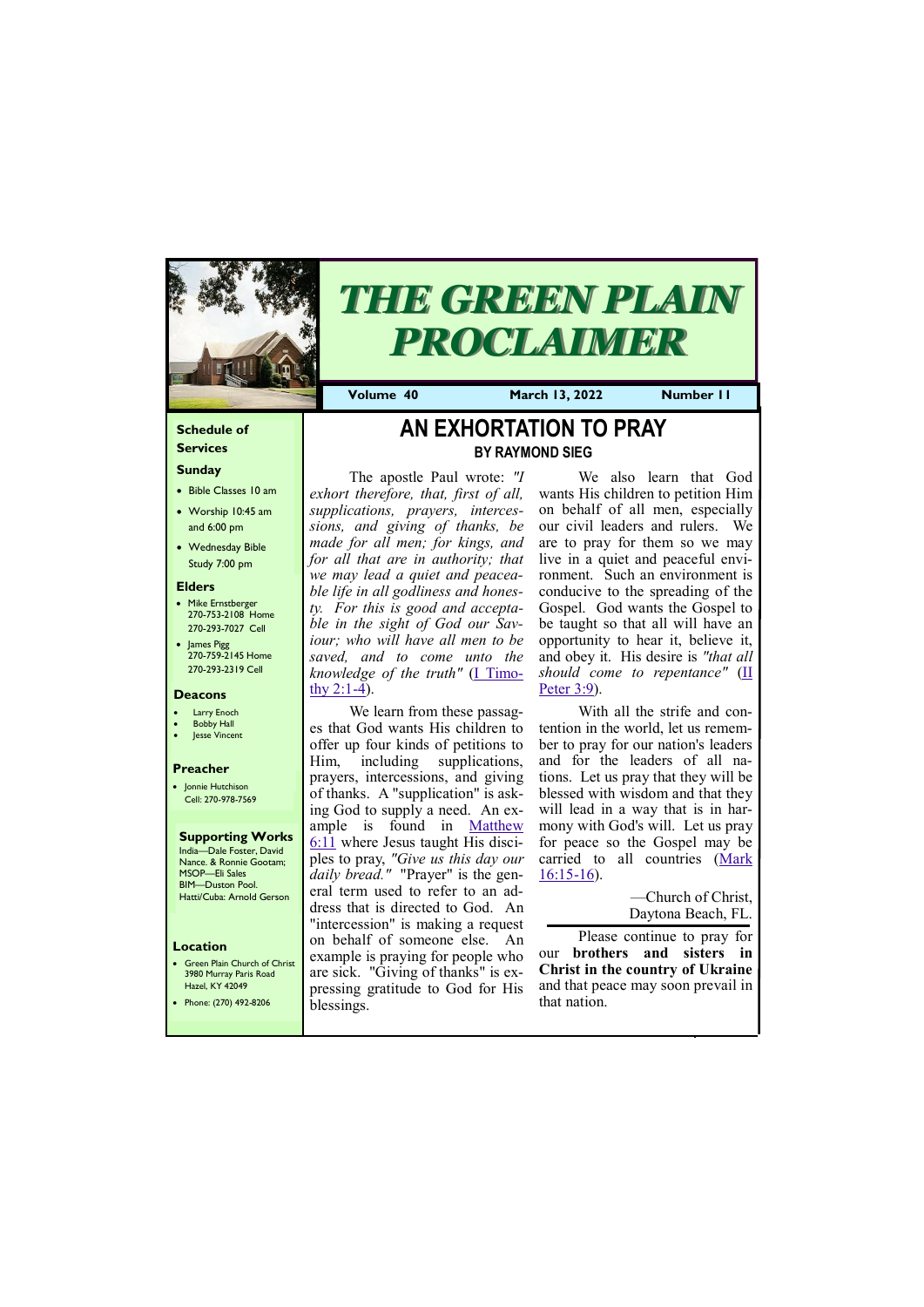# THE GREEN PLAIN PROCLAIMER

**Volume 40** **March 13, 2022** **Number 11**

## AN EXHORTATION TO PRAY

### BY RAYMOND SIEG

The apostle Paul wrote: *"I exhort therefore, that, first of all, supplications, prayers, intercessions, and giving of thanks, be made for all men; for kings, and for all that are in authority; that we may lead a quiet and peaceable life in all godliness and honesty. For this is good and acceptable in the sight of God our Saviour; who will have all men to be saved, and to come unto the knowledge of the truth"* (I Timothy 2:1-4).

We learn from these passages that God wants His children to offer up four kinds of petitions to Him, including supplications, prayers, intercessions, and giving of thanks. A "supplication" is asking God to supply a need. An example is found in Matthew 6:11 where Jesus taught His disciples to pray, *"Give us this day our daily bread."* "Prayer" is the general term used to refer to an address that is directed to God. An "intercession" is making a request on behalf of someone else. An example is praying for people who are sick. "Giving of thanks" is expressing gratitude to God for His blessings.

We also learn that God wants His children to petition Him on behalf of all men, especially our civil leaders and rulers. We are to pray for them so we may live in a quiet and peaceful environment. Such an environment is conducive to the spreading of the Gospel. God wants the Gospel to be taught so that all will have an opportunity to hear it, believe it, and obey it. His desire is *"that all should come to repentance"* (II Peter 3:9).

With all the strife and contention in the world, let us remember to pray for our nation's leaders and for the leaders of all nations. Let us pray that they will be blessed with wisdom and that they will lead in a way that is in harmony with God's will. Let us pray for peace so the Gospel may be carried to all countries (Mark 16:15-16).

—Church of Christ,
Daytona Beach, FL.

---

Please continue to pray for our **brothers and sisters in Christ in the country of Ukraine** and that peace may soon prevail in that nation.

---

### Schedule of Services

**Sunday**

- Bible Classes 10 am
- Worship 10:45 am and 6:00 pm
- Wednesday Bible Study 7:00 pm

### Elders

- Mike Ernstberger
  270-753-2108 Home
  270-293-7027 Cell
- James Pigg
  270-759-2145 Home
  270-293-2319 Cell

### Deacons

- Larry Enoch
- Bobby Hall
- Jesse Vincent

### Preacher

- Jonnie Hutchison
  Cell: 270-978-7569

### Supporting Works

India—Dale Foster, David Nance. & Ronnie Gootam;
MSOP—Eli Sales
BIM—Duston Pool.
Hatti/Cuba: Arnold Gerson

### Location

- Green Plain Church of Christ
  3980 Murray Paris Road
  Hazel, KY 42049
- Phone: (270) 492-8206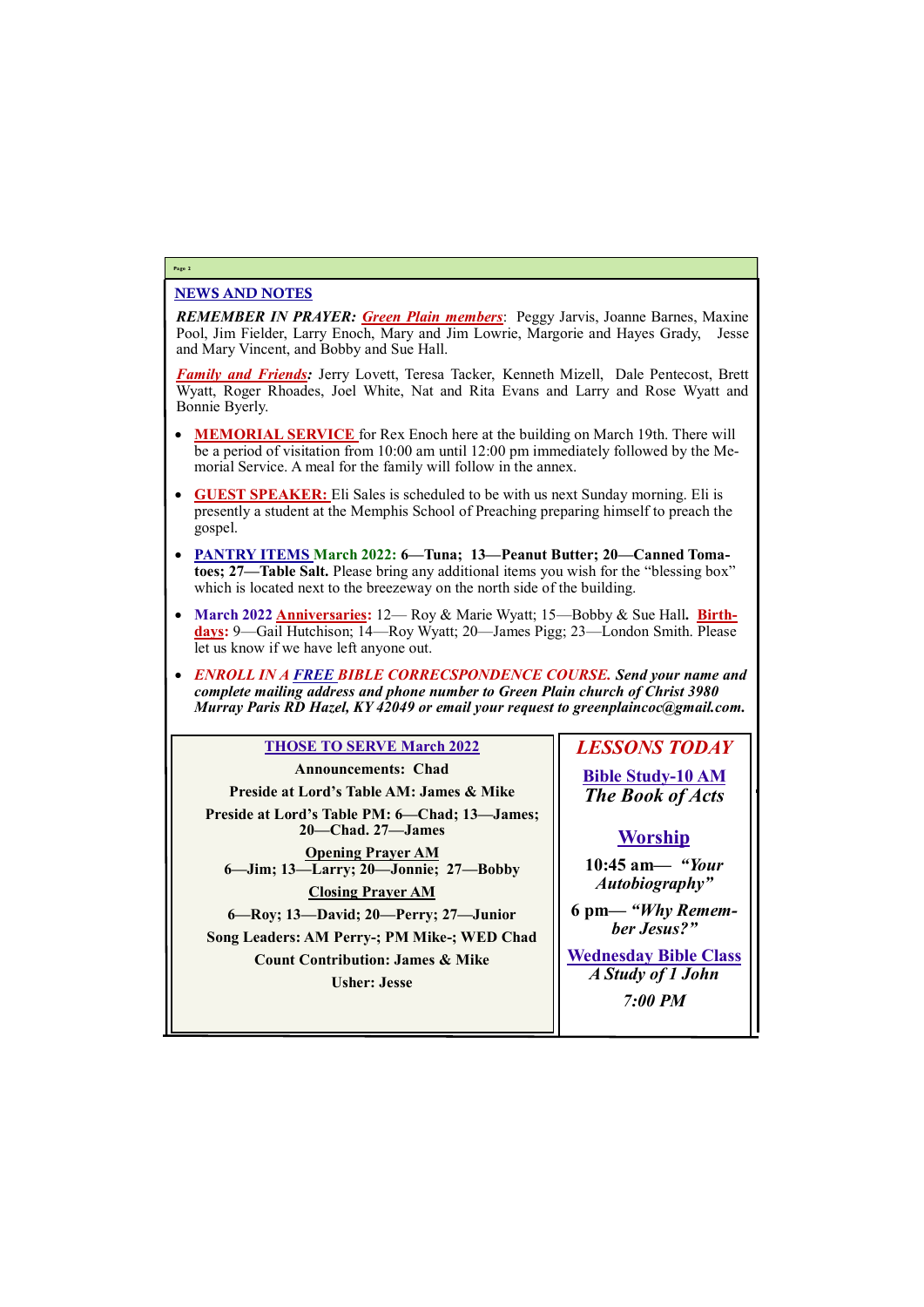## NEWS AND NOTES

***REMEMBER IN PRAYER: Green Plain members***: Peggy Jarvis, Joanne Barnes, Maxine Pool, Jim Fielder, Larry Enoch, Mary and Jim Lowrie, Margorie and Hayes Grady, Jesse and Mary Vincent, and Bobby and Sue Hall.

***Family and Friends:*** Jerry Lovett, Teresa Tacker, Kenneth Mizell, Dale Pentecost, Brett Wyatt, Roger Rhoades, Joel White, Nat and Rita Evans and Larry and Rose Wyatt and Bonnie Byerly.

- **MEMORIAL SERVICE** for Rex Enoch here at the building on March 19th. There will be a period of visitation from 10:00 am until 12:00 pm immediately followed by the Memorial Service. A meal for the family will follow in the annex.
- **GUEST SPEAKER:** Eli Sales is scheduled to be with us next Sunday morning. Eli is presently a student at the Memphis School of Preaching preparing himself to preach the gospel.
- **PANTRY ITEMS March 2022: 6—Tuna; 13—Peanut Butter; 20—Canned Tomatoes; 27—Table Salt.** Please bring any additional items you wish for the "blessing box" which is located next to the breezeway on the north side of the building.
- **March 2022 Anniversaries:** 12— Roy & Marie Wyatt; 15—Bobby & Sue Hall**. Birthdays:** 9—Gail Hutchison; 14—Roy Wyatt; 20—James Pigg; 23—London Smith. Please let us know if we have left anyone out.
- ***ENROLL IN A FREE BIBLE CORRECSPONDENCE COURSE. Send your name and complete mailing address and phone number to Green Plain church of Christ 3980 Murray Paris RD Hazel, KY 42049 or email your request to greenplaincoc@gmail.com.***

### THOSE TO SERVE March 2022

**Announcements: Chad**

**Preside at Lord's Table AM: James & Mike**

**Preside at Lord's Table PM: 6—Chad; 13—James; 20—Chad. 27—James**

**Opening Prayer AM**
**6—Jim; 13—Larry; 20—Jonnie; 27—Bobby**

**Closing Prayer AM**

**6—Roy; 13—David; 20—Perry; 27—Junior**

**Song Leaders: AM Perry-; PM Mike-; WED Chad**

**Count Contribution: James & Mike**

**Usher: Jesse**

### *LESSONS TODAY*

**Bible Study-10 AM**
***The Book of Acts***

**Worship**

**10:45 am— *"Your Autobiography"***

**6 pm— *"Why Remember Jesus?"***

**Wednesday Bible Class**
***A Study of 1 John***

***7:00 PM***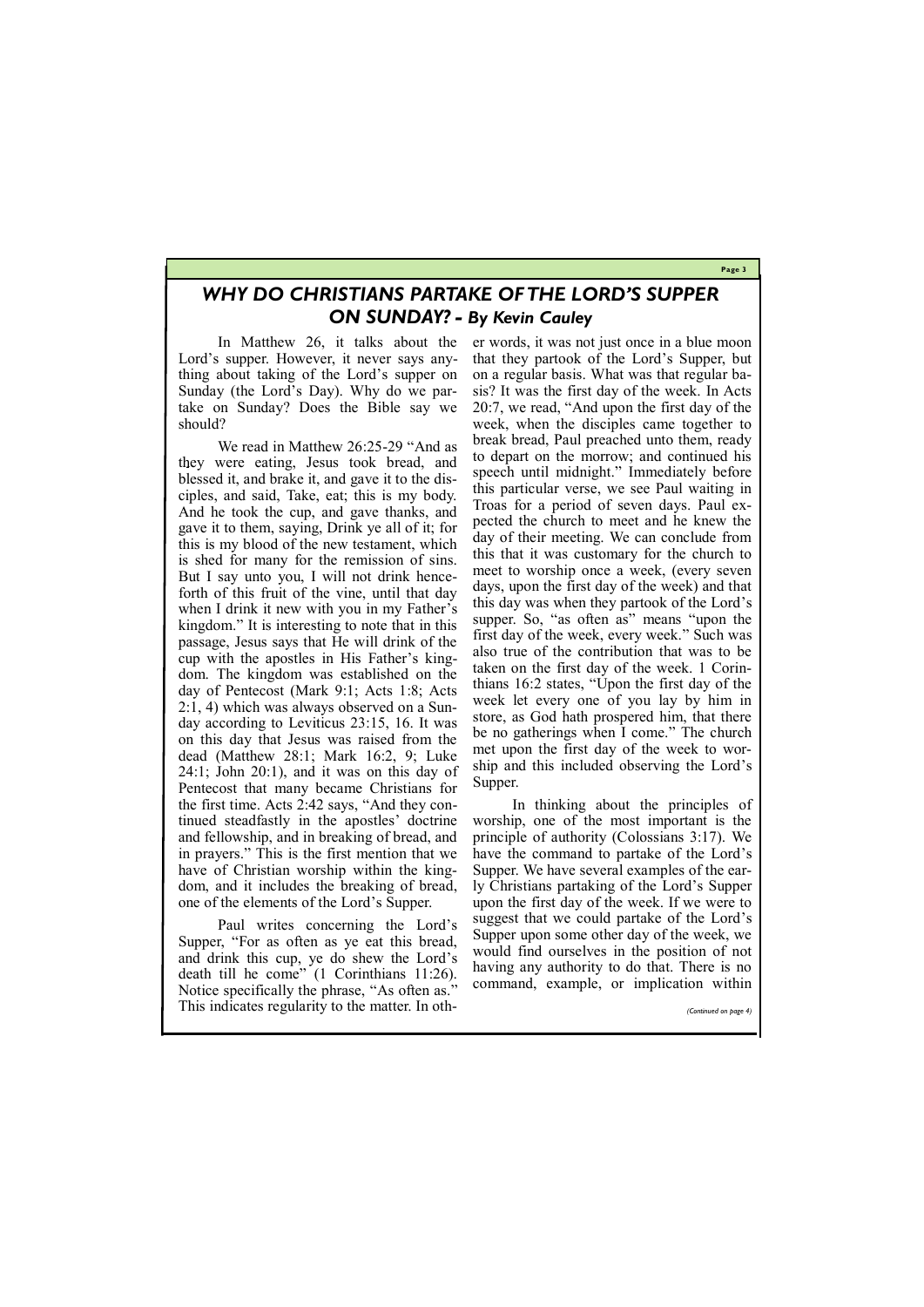# *WHY DO CHRISTIANS PARTAKE OF THE LORD'S SUPPER ON SUNDAY? - By Kevin Cauley*

In Matthew 26, it talks about the Lord's supper. However, it never says anything about taking of the Lord's supper on Sunday (the Lord's Day). Why do we partake on Sunday? Does the Bible say we should?

We read in Matthew 26:25-29 "And as they were eating, Jesus took bread, and blessed it, and brake it, and gave it to the disciples, and said, Take, eat; this is my body. And he took the cup, and gave thanks, and gave it to them, saying, Drink ye all of it; for this is my blood of the new testament, which is shed for many for the remission of sins. But I say unto you, I will not drink henceforth of this fruit of the vine, until that day when I drink it new with you in my Father's kingdom." It is interesting to note that in this passage, Jesus says that He will drink of the cup with the apostles in His Father's kingdom. The kingdom was established on the day of Pentecost (Mark 9:1; Acts 1:8; Acts 2:1, 4) which was always observed on a Sunday according to Leviticus 23:15, 16. It was on this day that Jesus was raised from the dead (Matthew 28:1; Mark 16:2, 9; Luke 24:1; John 20:1), and it was on this day of Pentecost that many became Christians for the first time. Acts 2:42 says, "And they continued steadfastly in the apostles' doctrine and fellowship, and in breaking of bread, and in prayers." This is the first mention that we have of Christian worship within the kingdom, and it includes the breaking of bread, one of the elements of the Lord's Supper.

Paul writes concerning the Lord's Supper, "For as often as ye eat this bread, and drink this cup, ye do shew the Lord's death till he come" (1 Corinthians 11:26). Notice specifically the phrase, "As often as." This indicates regularity to the matter. In other words, it was not just once in a blue moon that they partook of the Lord's Supper, but on a regular basis. What was that regular basis? It was the first day of the week. In Acts 20:7, we read, "And upon the first day of the week, when the disciples came together to break bread, Paul preached unto them, ready to depart on the morrow; and continued his speech until midnight." Immediately before this particular verse, we see Paul waiting in Troas for a period of seven days. Paul expected the church to meet and he knew the day of their meeting. We can conclude from this that it was customary for the church to meet to worship once a week, (every seven days, upon the first day of the week) and that this day was when they partook of the Lord's supper. So, "as often as" means "upon the first day of the week, every week." Such was also true of the contribution that was to be taken on the first day of the week. 1 Corinthians 16:2 states, "Upon the first day of the week let every one of you lay by him in store, as God hath prospered him, that there be no gatherings when I come." The church met upon the first day of the week to worship and this included observing the Lord's Supper.

In thinking about the principles of worship, one of the most important is the principle of authority (Colossians 3:17). We have the command to partake of the Lord's Supper. We have several examples of the early Christians partaking of the Lord's Supper upon the first day of the week. If we were to suggest that we could partake of the Lord's Supper upon some other day of the week, we would find ourselves in the position of not having any authority to do that. There is no command, example, or implication within

*(Continued on page 4)*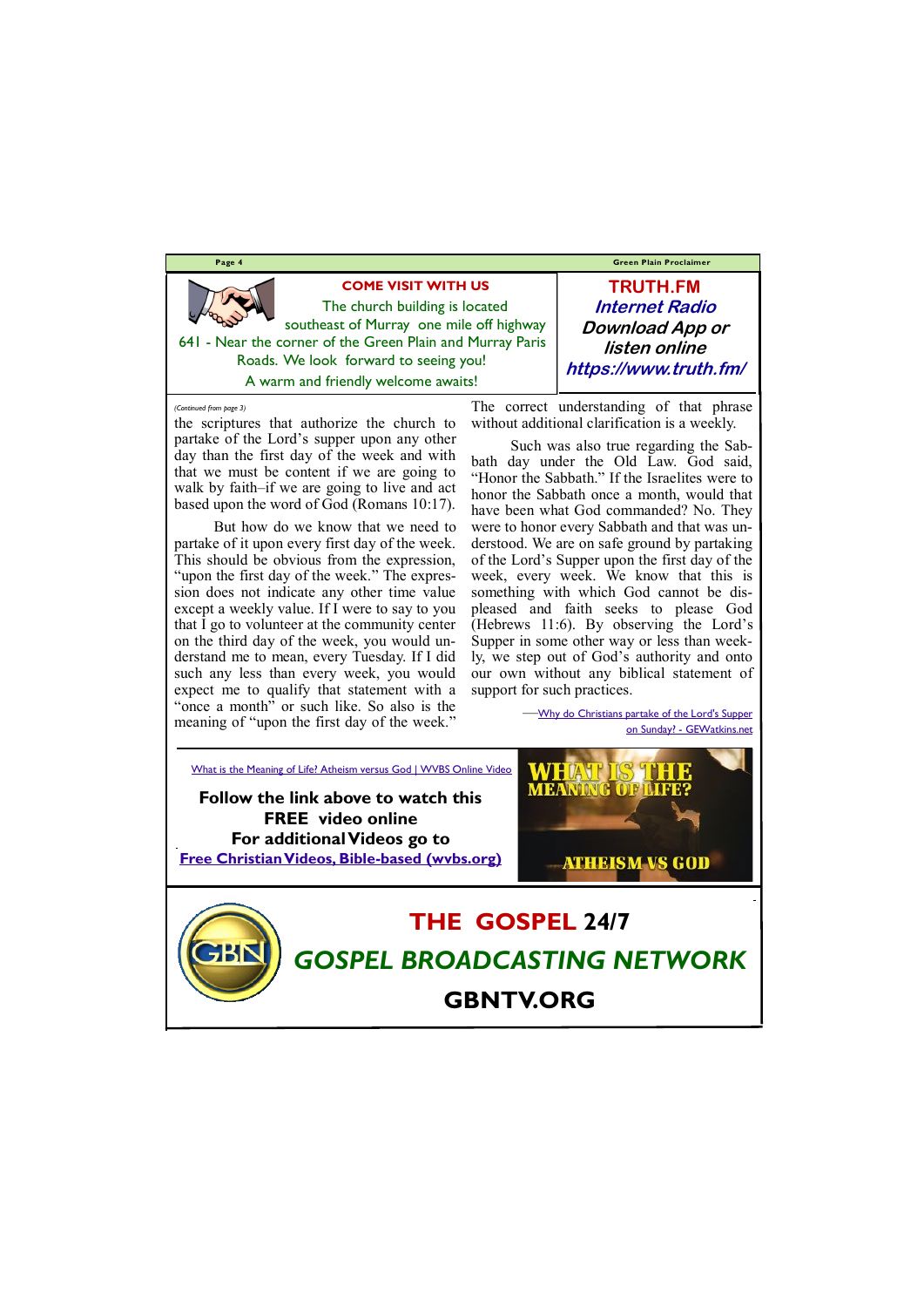**COME VISIT WITH US**

The church building is located southeast of Murray one mile off highway 641 - Near the corner of the Green Plain and Murray Paris Roads. We look forward to seeing you!

A warm and friendly welcome awaits!

**TRUTH.FM**

***Internet Radio***

***Download App or listen online***

***https://www.truth.fm/***

*(Continued from page 3)*

the scriptures that authorize the church to partake of the Lord's supper upon any other day than the first day of the week and with that we must be content if we are going to walk by faith–if we are going to live and act based upon the word of God (Romans 10:17).

But how do we know that we need to partake of it upon every first day of the week. This should be obvious from the expression, "upon the first day of the week." The expression does not indicate any other time value except a weekly value. If I were to say to you that I go to volunteer at the community center on the third day of the week, you would understand me to mean, every Tuesday. If I did such any less than every week, you would expect me to qualify that statement with a "once a month" or such like. So also is the meaning of "upon the first day of the week." The correct understanding of that phrase without additional clarification is a weekly.

Such was also true regarding the Sabbath day under the Old Law. God said, "Honor the Sabbath." If the Israelites were to honor the Sabbath once a month, would that have been what God commanded? No. They were to honor every Sabbath and that was understood. We are on safe ground by partaking of the Lord's Supper upon the first day of the week, every week. We know that this is something with which God cannot be displeased and faith seeks to please God (Hebrews 11:6). By observing the Lord's Supper in some other way or less than weekly, we step out of God's authority and onto our own without any biblical statement of support for such practices.

—Why do Christians partake of the Lord's Supper on Sunday? - GEWatkins.net

What is the Meaning of Life? Atheism versus God | WVBS Online Video

**Follow the link above to watch this FREE video online**

**For additional Videos go to**

**Free Christian Videos, Bible-based (wvbs.org)**

WHAT IS THE MEANING OF LIFE?

ATHEISM VS GOD

**THE GOSPEL 24/7**

***GOSPEL BROADCASTING NETWORK***

**GBNTV.ORG**